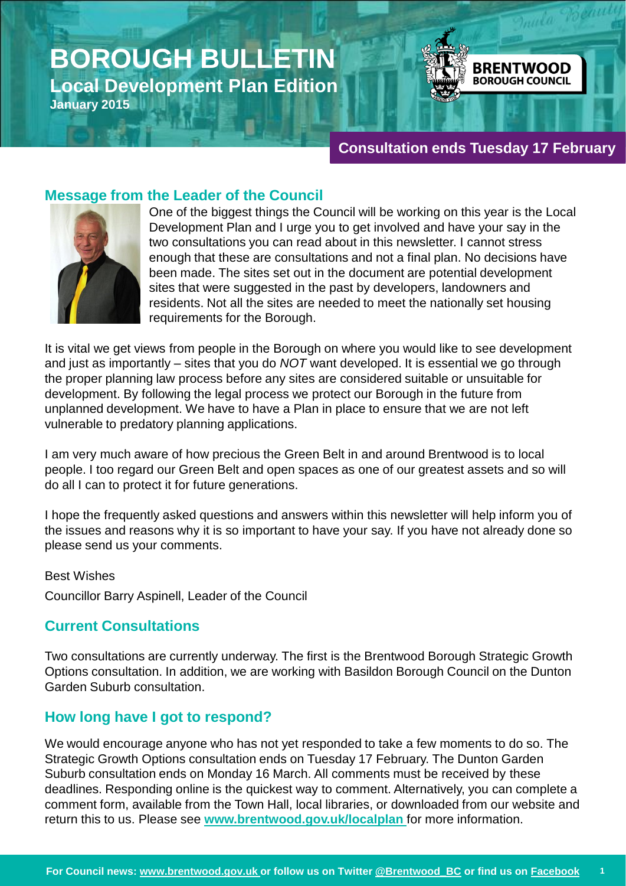# BOROUGH BULLETIN

## Local Development Plan Edition

**January 2015**

**BRENTWOOD BOROUGH COUNCIL**

**Consultation ends Tuesday 17 February**

## Message from the Leader of the Council

One of the biggest things the Council will be working on this year is the Local Development Plan and I urge you to get involved and have your say in the two consultations you can read about in this newsletter. I cannot stress enough that these are consultations and not a final plan. No decisions have been made. The sites set out in the document are potential development sites that were suggested in the past by developers, landowners and residents. Not all the sites are needed to meet the nationally set housing requirements for the Borough.

It is vital we get views from people in the Borough on where you would like to see development and just as importantly – sites that you do *NOT* want developed. It is essential we go through the proper planning law process before any sites are considered suitable or unsuitable for development. By following the legal process we protect our Borough in the future from unplanned development. We have to have a Plan in place to ensure that we are not left vulnerable to predatory planning applications.

I am very much aware of how precious the Green Belt in and around Brentwood is to local people. I too regard our Green Belt and open spaces as one of our greatest assets and so will do all I can to protect it for future generations.

I hope the frequently asked questions and answers within this newsletter will help inform you of the issues and reasons why it is so important to have your say. If you have not already done so please send us your comments.

Best Wishes

Councillor Barry Aspinell, Leader of the Council

## Current Consultations

Two consultations are currently underway. The first is the Brentwood Borough Strategic Growth Options consultation. In addition, we are working with Basildon Borough Council on the Dunton Garden Suburb consultation.

## How long have I got to respond?

We would encourage anyone who has not yet responded to take a few moments to do so. The Strategic Growth Options consultation ends on Tuesday 17 February. The Dunton Garden Suburb consultation ends on Monday 16 March. All comments must be received by these deadlines. Responding online is the quickest way to comment. Alternatively, you can complete a comment form, available from the Town Hall, local libraries, or downloaded from our website and return this to us. Please see **www.brentwood.gov.uk/localplan** for more information.

**For Council news: www.brentwood.gov.uk or follow us on Twitter @Brentwood_BC or find us on Facebook**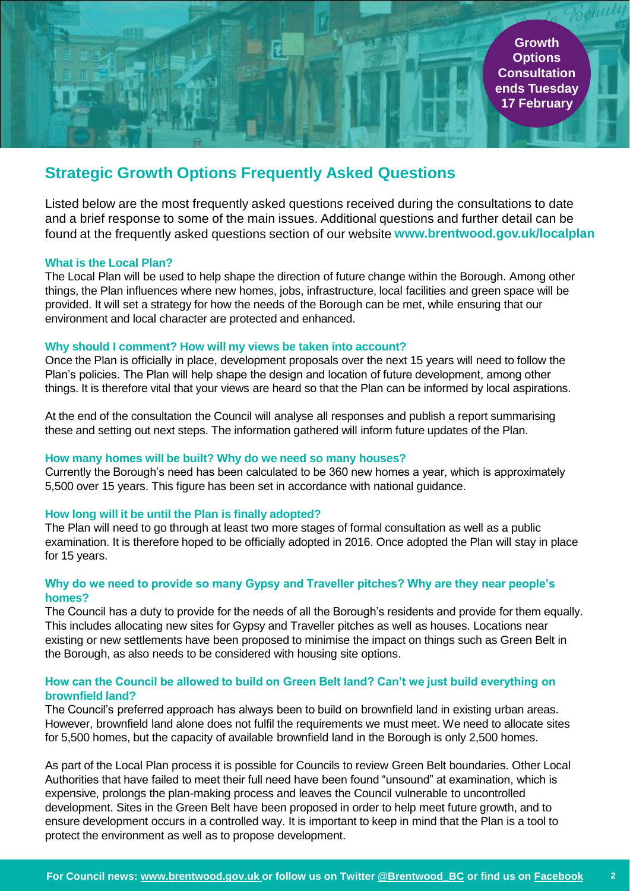Growth Options Consultation ends Tuesday 17 February

## Strategic Growth Options Frequently Asked Questions

Listed below are the most frequently asked questions received during the consultations to date and a brief response to some of the main issues. Additional questions and further detail can be found at the frequently asked questions section of our website **www.brentwood.gov.uk/localplan**

### What is the Local Plan?

The Local Plan will be used to help shape the direction of future change within the Borough. Among other things, the Plan influences where new homes, jobs, infrastructure, local facilities and green space will be provided. It will set a strategy for how the needs of the Borough can be met, while ensuring that our environment and local character are protected and enhanced.

### Why should I comment? How will my views be taken into account?

Once the Plan is officially in place, development proposals over the next 15 years will need to follow the Plan's policies. The Plan will help shape the design and location of future development, among other things. It is therefore vital that your views are heard so that the Plan can be informed by local aspirations.

At the end of the consultation the Council will analyse all responses and publish a report summarising these and setting out next steps. The information gathered will inform future updates of the Plan.

### How many homes will be built? Why do we need so many houses?

Currently the Borough's need has been calculated to be 360 new homes a year, which is approximately 5,500 over 15 years. This figure has been set in accordance with national guidance.

### How long will it be until the Plan is finally adopted?

The Plan will need to go through at least two more stages of formal consultation as well as a public examination. It is therefore hoped to be officially adopted in 2016. Once adopted the Plan will stay in place for 15 years.

### Why do we need to provide so many Gypsy and Traveller pitches? Why are they near people's homes?

The Council has a duty to provide for the needs of all the Borough's residents and provide for them equally. This includes allocating new sites for Gypsy and Traveller pitches as well as houses. Locations near existing or new settlements have been proposed to minimise the impact on things such as Green Belt in the Borough, as also needs to be considered with housing site options.

### How can the Council be allowed to build on Green Belt land? Can't we just build everything on brownfield land?

The Council's preferred approach has always been to build on brownfield land in existing urban areas. However, brownfield land alone does not fulfil the requirements we must meet. We need to allocate sites for 5,500 homes, but the capacity of available brownfield land in the Borough is only 2,500 homes.

As part of the Local Plan process it is possible for Councils to review Green Belt boundaries. Other Local Authorities that have failed to meet their full need have been found "unsound" at examination, which is expensive, prolongs the plan-making process and leaves the Council vulnerable to uncontrolled development. Sites in the Green Belt have been proposed in order to help meet future growth, and to ensure development occurs in a controlled way. It is important to keep in mind that the Plan is a tool to protect the environment as well as to propose development.

**For Council news: www.brentwood.gov.uk or follow us on Twitter @Brentwood_BC or find us on Facebook**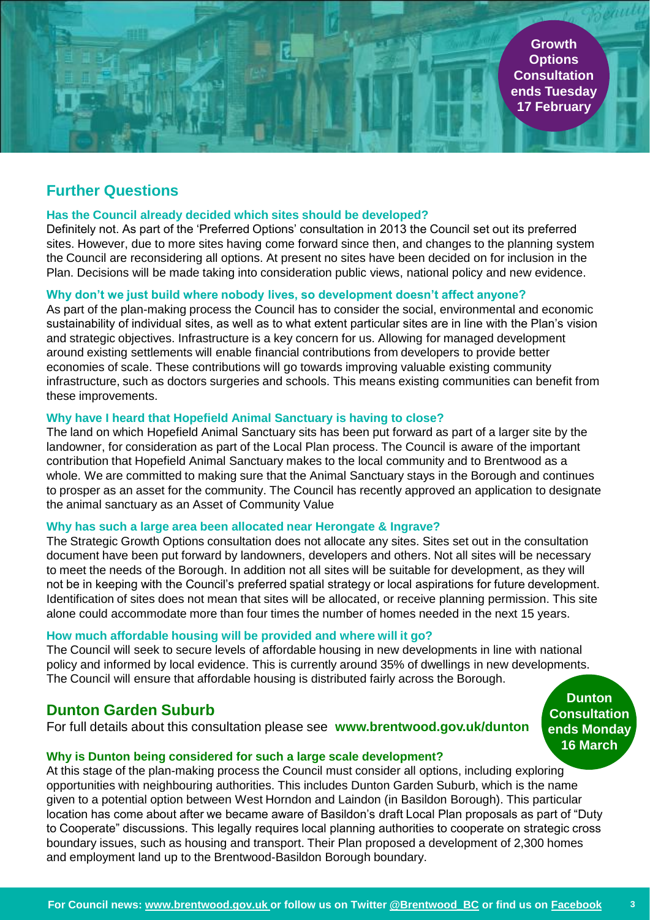**Growth Options Consultation ends Tuesday 17 February**

## Further Questions

### Has the Council already decided which sites should be developed?

Definitely not. As part of the 'Preferred Options' consultation in 2013 the Council set out its preferred sites. However, due to more sites having come forward since then, and changes to the planning system the Council are reconsidering all options. At present no sites have been decided on for inclusion in the Plan. Decisions will be made taking into consideration public views, national policy and new evidence.

### Why don't we just build where nobody lives, so development doesn't affect anyone?

As part of the plan-making process the Council has to consider the social, environmental and economic sustainability of individual sites, as well as to what extent particular sites are in line with the Plan's vision and strategic objectives. Infrastructure is a key concern for us. Allowing for managed development around existing settlements will enable financial contributions from developers to provide better economies of scale. These contributions will go towards improving valuable existing community infrastructure, such as doctors surgeries and schools. This means existing communities can benefit from these improvements.

### Why have I heard that Hopefield Animal Sanctuary is having to close?

The land on which Hopefield Animal Sanctuary sits has been put forward as part of a larger site by the landowner, for consideration as part of the Local Plan process. The Council is aware of the important contribution that Hopefield Animal Sanctuary makes to the local community and to Brentwood as a whole. We are committed to making sure that the Animal Sanctuary stays in the Borough and continues to prosper as an asset for the community. The Council has recently approved an application to designate the animal sanctuary as an Asset of Community Value

### Why has such a large area been allocated near Herongate & Ingrave?

The Strategic Growth Options consultation does not allocate any sites. Sites set out in the consultation document have been put forward by landowners, developers and others. Not all sites will be necessary to meet the needs of the Borough. In addition not all sites will be suitable for development, as they will not be in keeping with the Council's preferred spatial strategy or local aspirations for future development. Identification of sites does not mean that sites will be allocated, or receive planning permission. This site alone could accommodate more than four times the number of homes needed in the next 15 years.

### How much affordable housing will be provided and where will it go?

The Council will seek to secure levels of affordable housing in new developments in line with national policy and informed by local evidence. This is currently around 35% of dwellings in new developments. The Council will ensure that affordable housing is distributed fairly across the Borough.

## Dunton Garden Suburb

**Dunton Consultation ends Monday 16 March**

For full details about this consultation please see **www.brentwood.gov.uk/dunton**

### Why is Dunton being considered for such a large scale development?

At this stage of the plan-making process the Council must consider all options, including exploring opportunities with neighbouring authorities. This includes Dunton Garden Suburb, which is the name given to a potential option between West Horndon and Laindon (in Basildon Borough). This particular location has come about after we became aware of Basildon's draft Local Plan proposals as part of "Duty to Cooperate" discussions. This legally requires local planning authorities to cooperate on strategic cross boundary issues, such as housing and transport. Their Plan proposed a development of 2,300 homes and employment land up to the Brentwood-Basildon Borough boundary.

**For Council news: www.brentwood.gov.uk or follow us on Twitter @Brentwood_BC or find us on Facebook**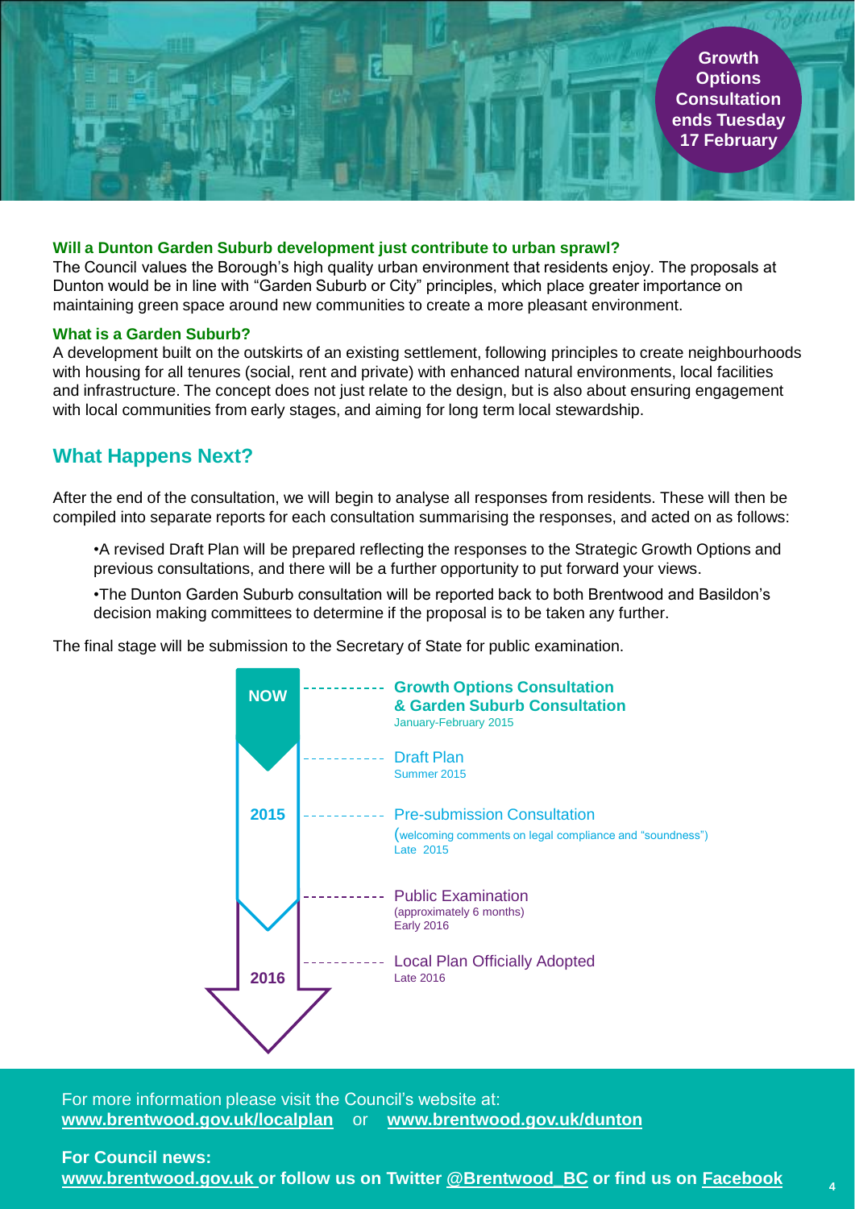**Growth Options Consultation ends Tuesday 17 February**

### Will a Dunton Garden Suburb development just contribute to urban sprawl?

The Council values the Borough's high quality urban environment that residents enjoy. The proposals at Dunton would be in line with "Garden Suburb or City" principles, which place greater importance on maintaining green space around new communities to create a more pleasant environment.

### What is a Garden Suburb?

A development built on the outskirts of an existing settlement, following principles to create neighbourhoods with housing for all tenures (social, rent and private) with enhanced natural environments, local facilities and infrastructure. The concept does not just relate to the design, but is also about ensuring engagement with local communities from early stages, and aiming for long term local stewardship.

## What Happens Next?

After the end of the consultation, we will begin to analyse all responses from residents. These will then be compiled into separate reports for each consultation summarising the responses, and acted on as follows:

- A revised Draft Plan will be prepared reflecting the responses to the Strategic Growth Options and previous consultations, and there will be a further opportunity to put forward your views.
- The Dunton Garden Suburb consultation will be reported back to both Brentwood and Basildon's decision making committees to determine if the proposal is to be taken any further.

The final stage will be submission to the Secretary of State for public examination.

NOW
**Growth Options Consultation & Garden Suburb Consultation**
January-February 2015

Draft Plan
Summer 2015

2015
Pre-submission Consultation
(welcoming comments on legal compliance and "soundness")
Late 2015

Public Examination
(approximately 6 months)
Early 2016

2016
Local Plan Officially Adopted
Late 2016

For more information please visit the Council's website at:
**www.brentwood.gov.uk/localplan** or **www.brentwood.gov.uk/dunton**

**For Council news:**
**www.brentwood.gov.uk or follow us on Twitter @Brentwood_BC or find us on Facebook**